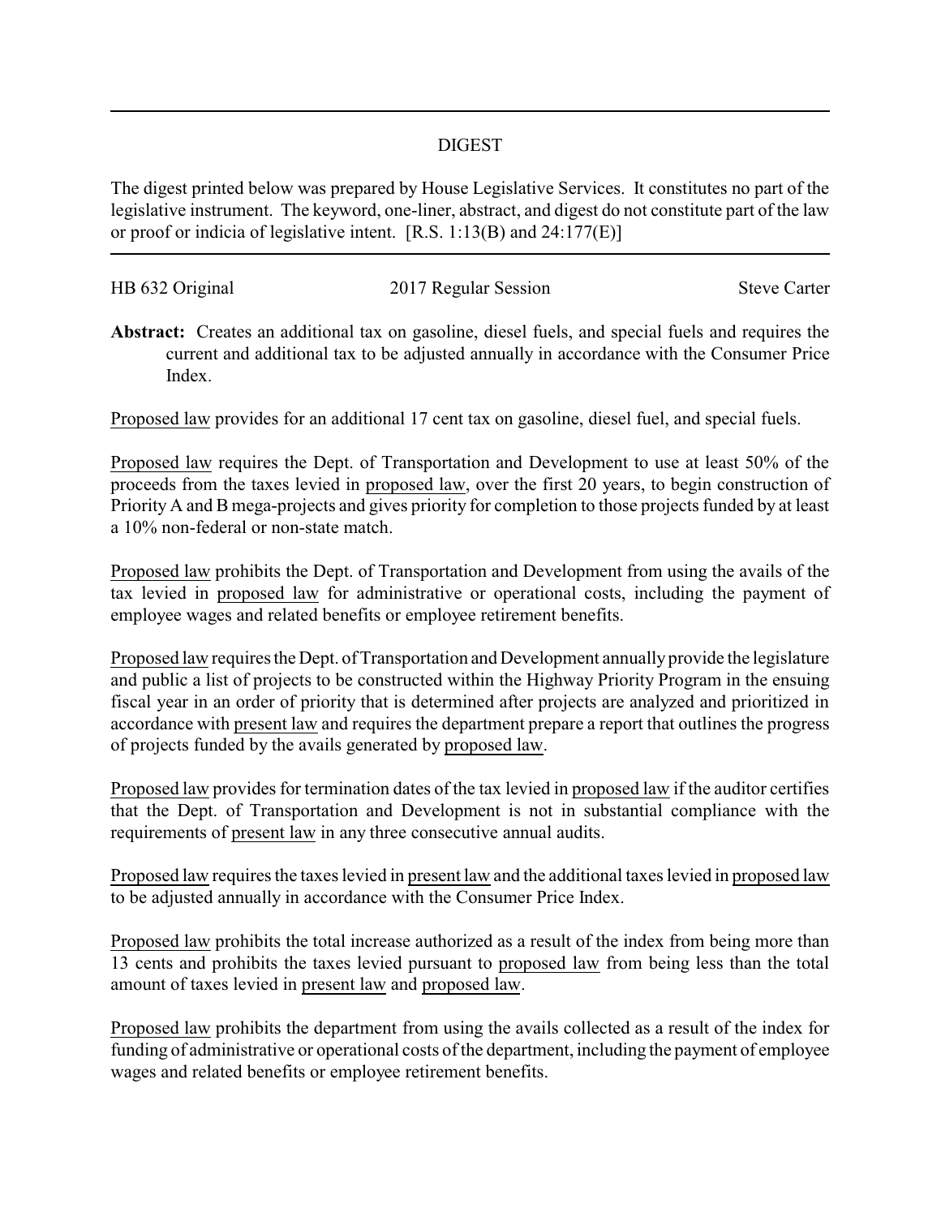# DIGEST

The digest printed below was prepared by House Legislative Services. It constitutes no part of the legislative instrument. The keyword, one-liner, abstract, and digest do not constitute part of the law or proof or indicia of legislative intent. [R.S. 1:13(B) and 24:177(E)]

HB 632 Original | 2017 Regular Session | Steve Carter

**Abstract:** Creates an additional tax on gasoline, diesel fuels, and special fuels and requires the current and additional tax to be adjusted annually in accordance with the Consumer Price Index.

Proposed law provides for an additional 17 cent tax on gasoline, diesel fuel, and special fuels.

Proposed law requires the Dept. of Transportation and Development to use at least 50% of the proceeds from the taxes levied in proposed law, over the first 20 years, to begin construction of Priority A and B mega-projects and gives priority for completion to those projects funded by at least a 10% non-federal or non-state match.

Proposed law prohibits the Dept. of Transportation and Development from using the avails of the tax levied in proposed law for administrative or operational costs, including the payment of employee wages and related benefits or employee retirement benefits.

Proposed law requires the Dept. of Transportation and Development annually provide the legislature and public a list of projects to be constructed within the Highway Priority Program in the ensuing fiscal year in an order of priority that is determined after projects are analyzed and prioritized in accordance with present law and requires the department prepare a report that outlines the progress of projects funded by the avails generated by proposed law.

Proposed law provides for termination dates of the tax levied in proposed law if the auditor certifies that the Dept. of Transportation and Development is not in substantial compliance with the requirements of present law in any three consecutive annual audits.

Proposed law requires the taxes levied in present law and the additional taxes levied in proposed law to be adjusted annually in accordance with the Consumer Price Index.

Proposed law prohibits the total increase authorized as a result of the index from being more than 13 cents and prohibits the taxes levied pursuant to proposed law from being less than the total amount of taxes levied in present law and proposed law.

Proposed law prohibits the department from using the avails collected as a result of the index for funding of administrative or operational costs of the department, including the payment of employee wages and related benefits or employee retirement benefits.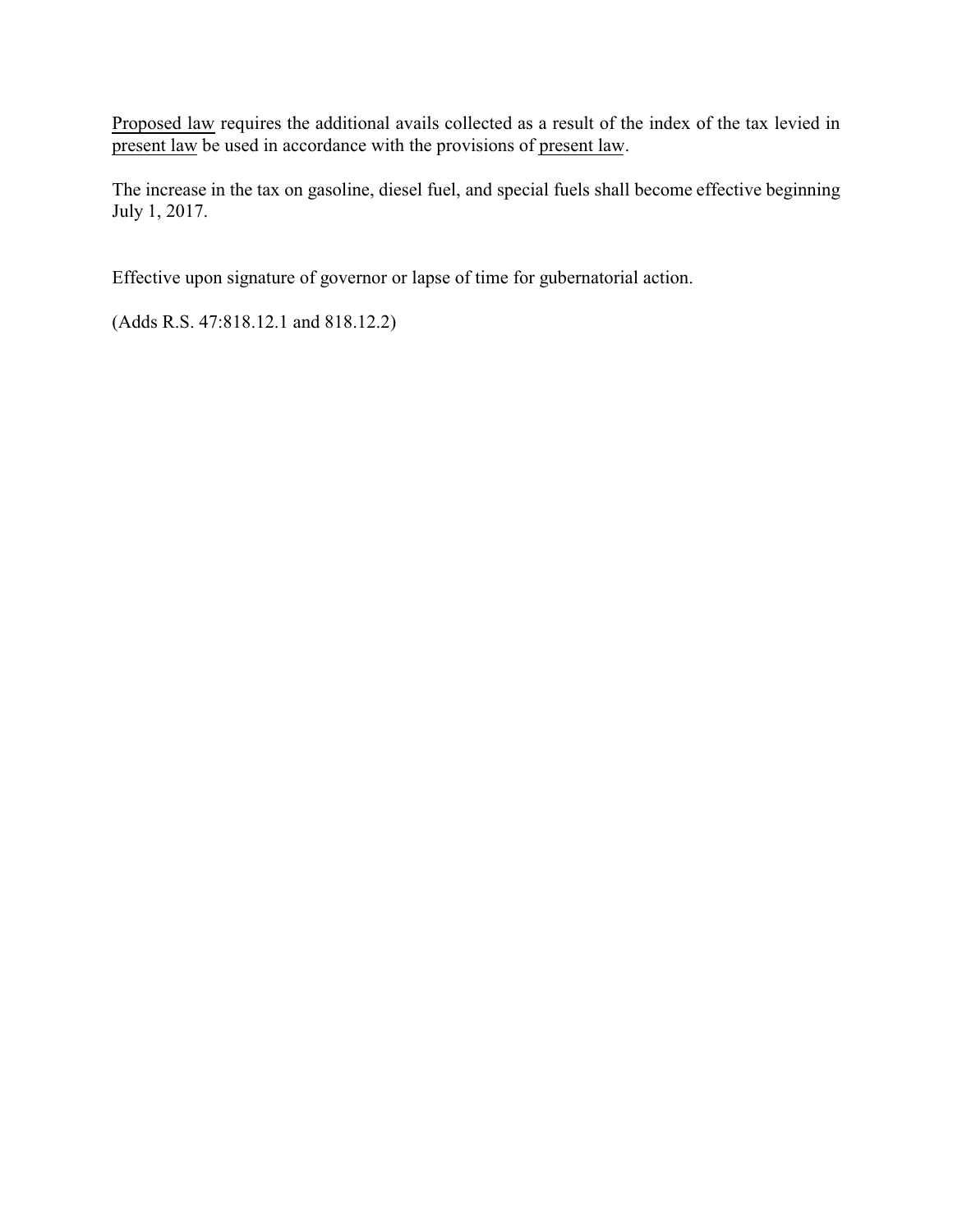Proposed law requires the additional avails collected as a result of the index of the tax levied in present law be used in accordance with the provisions of present law.

The increase in the tax on gasoline, diesel fuel, and special fuels shall become effective beginning July 1, 2017.

Effective upon signature of governor or lapse of time for gubernatorial action.

(Adds R.S. 47:818.12.1 and 818.12.2)